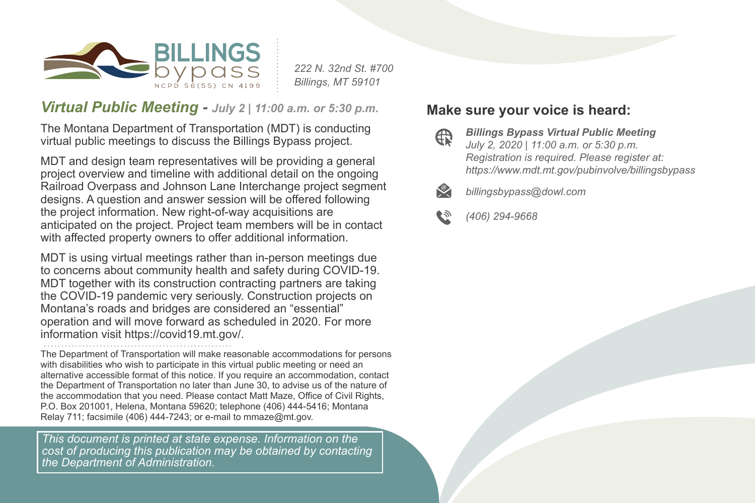**BILLINGS bypass**
NCPD 56(55) CN 4199

*222 N. 32nd St. #700*
*Billings, MT 59101*

## *Virtual Public Meeting - July 2 | 11:00 a.m. or 5:30 p.m.*

The Montana Department of Transportation (MDT) is conducting virtual public meetings to discuss the Billings Bypass project.

MDT and design team representatives will be providing a general project overview and timeline with additional detail on the ongoing Railroad Overpass and Johnson Lane Interchange project segment designs. A question and answer session will be offered following the project information. New right-of-way acquisitions are anticipated on the project. Project team members will be in contact with affected property owners to offer additional information.

MDT is using virtual meetings rather than in-person meetings due to concerns about community health and safety during COVID-19. MDT together with its construction contracting partners are taking the COVID-19 pandemic very seriously. Construction projects on Montana's roads and bridges are considered an "essential" operation and will move forward as scheduled in 2020. For more information visit https://covid19.mt.gov/.

The Department of Transportation will make reasonable accommodations for persons with disabilities who wish to participate in this virtual public meeting or need an alternative accessible format of this notice. If you require an accommodation, contact the Department of Transportation no later than June 30, to advise us of the nature of the accommodation that you need. Please contact Matt Maze, Office of Civil Rights, P.O. Box 201001, Helena, Montana 59620; telephone (406) 444-5416; Montana Relay 711; facsimile (406) 444-7243; or e-mail to mmaze@mt.gov.

*This document is printed at state expense. Information on the cost of producing this publication may be obtained by contacting the Department of Administration.*

## Make sure your voice is heard:

***Billings Bypass Virtual Public Meeting***
*July 2, 2020 | 11:00 a.m. or 5:30 p.m.*
*Registration is required. Please register at:*
*https://www.mdt.mt.gov/pubinvolve/billingsbypass*

*billingsbypass@dowl.com*

*(406) 294-9668*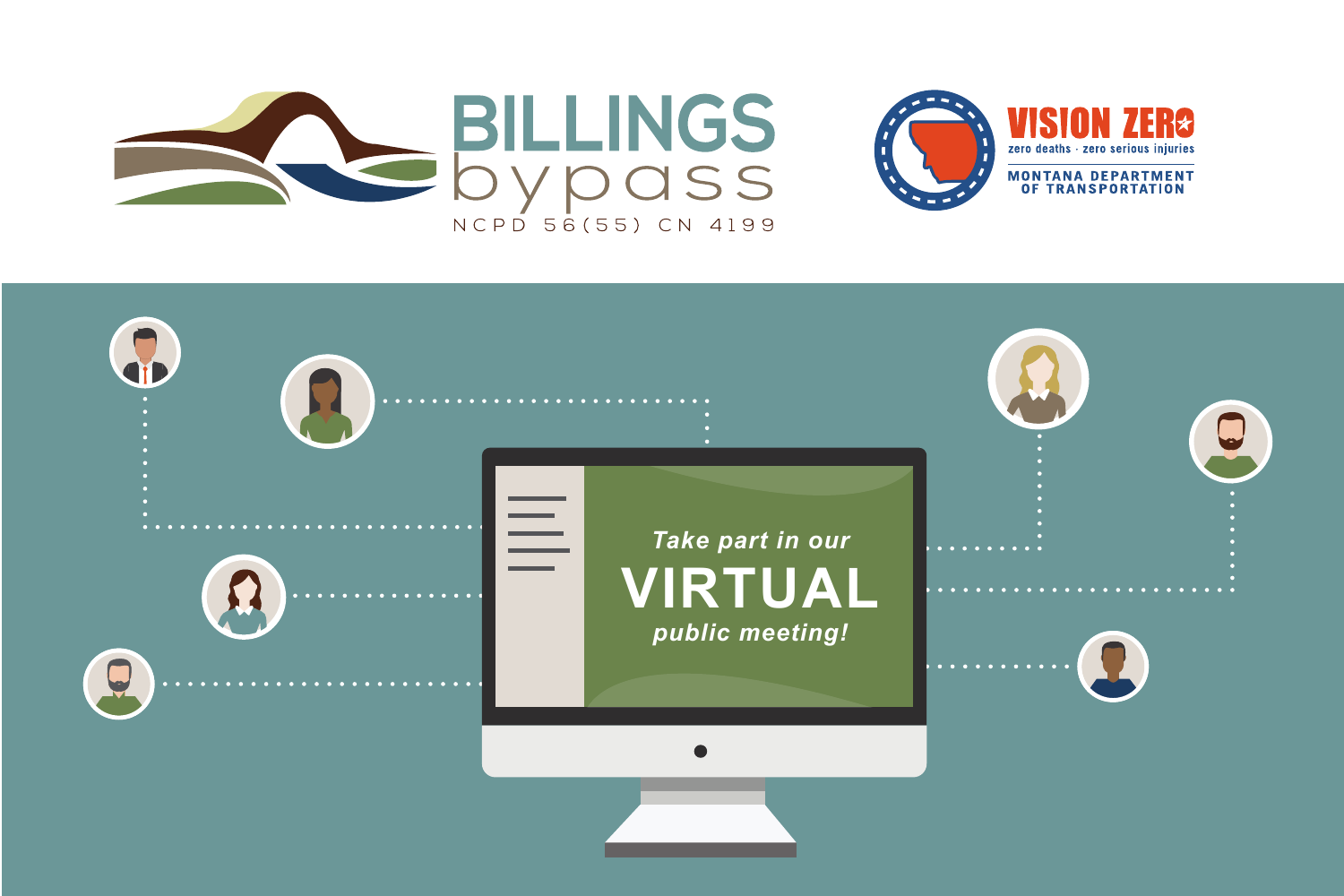BILLINGS bypass

NCPD 56(55) CN 4199

VISION ZERO

zero deaths · zero serious injuries

MONTANA DEPARTMENT OF TRANSPORTATION

*Take part in our*

# VIRTUAL

*public meeting!*